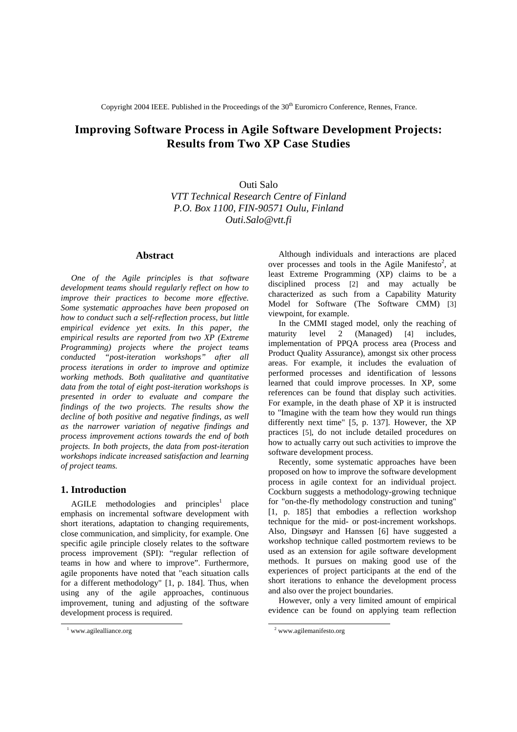Copyright 2004 IEEE. Published in the Proceedings of the 30th Euromicro Conference, Rennes, France.

# Improving Software Process in Agile Software Development Projects: Results from Two XP Case Studies

Outi Salo
*VTT Technical Research Centre of Finland*
*P.O. Box 1100, FIN-90571 Oulu, Finland*
*Outi.Salo@vtt.fi*

## Abstract

*One of the Agile principles is that software development teams should regularly reflect on how to improve their practices to become more effective. Some systematic approaches have been proposed on how to conduct such a self-reflection process, but little empirical evidence yet exits. In this paper, the empirical results are reported from two XP (Extreme Programming) projects where the project teams conducted "post-iteration workshops" after all process iterations in order to improve and optimize working methods. Both qualitative and quantitative data from the total of eight post-iteration workshops is presented in order to evaluate and compare the findings of the two projects. The results show the decline of both positive and negative findings, as well as the narrower variation of negative findings and process improvement actions towards the end of both projects. In both projects, the data from post-iteration workshops indicate increased satisfaction and learning of project teams.*

## 1. Introduction

AGILE methodologies and principles[1] place emphasis on incremental software development with short iterations, adaptation to changing requirements, close communication, and simplicity, for example. One specific agile principle closely relates to the software process improvement (SPI): "regular reflection of teams in how and where to improve". Furthermore, agile proponents have noted that "each situation calls for a different methodology" [1, p. 184]. Thus, when using any of the agile approaches, continuous improvement, tuning and adjusting of the software development process is required.

Although individuals and interactions are placed over processes and tools in the Agile Manifesto[2], at least Extreme Programming (XP) claims to be a disciplined process [2] and may actually be characterized as such from a Capability Maturity Model for Software (The Software CMM) [3] viewpoint, for example.

In the CMMI staged model, only the reaching of maturity level 2 (Managed) [4] includes, implementation of PPQA process area (Process and Product Quality Assurance), amongst six other process areas. For example, it includes the evaluation of performed processes and identification of lessons learned that could improve processes. In XP, some references can be found that display such activities. For example, in the death phase of XP it is instructed to "Imagine with the team how they would run things differently next time" [5, p. 137]. However, the XP practices [5], do not include detailed procedures on how to actually carry out such activities to improve the software development process.

Recently, some systematic approaches have been proposed on how to improve the software development process in agile context for an individual project. Cockburn suggests a methodology-growing technique for "on-the-fly methodology construction and tuning" [1, p. 185] that embodies a reflection workshop technique for the mid- or post-increment workshops. Also, Dingsøyr and Hanssen [6] have suggested a workshop technique called postmortem reviews to be used as an extension for agile software development methods. It pursues on making good use of the experiences of project participants at the end of the short iterations to enhance the development process and also over the project boundaries.

However, only a very limited amount of empirical evidence can be found on applying team reflection

[1] www.agilealliance.org

[2] www.agilemanifesto.org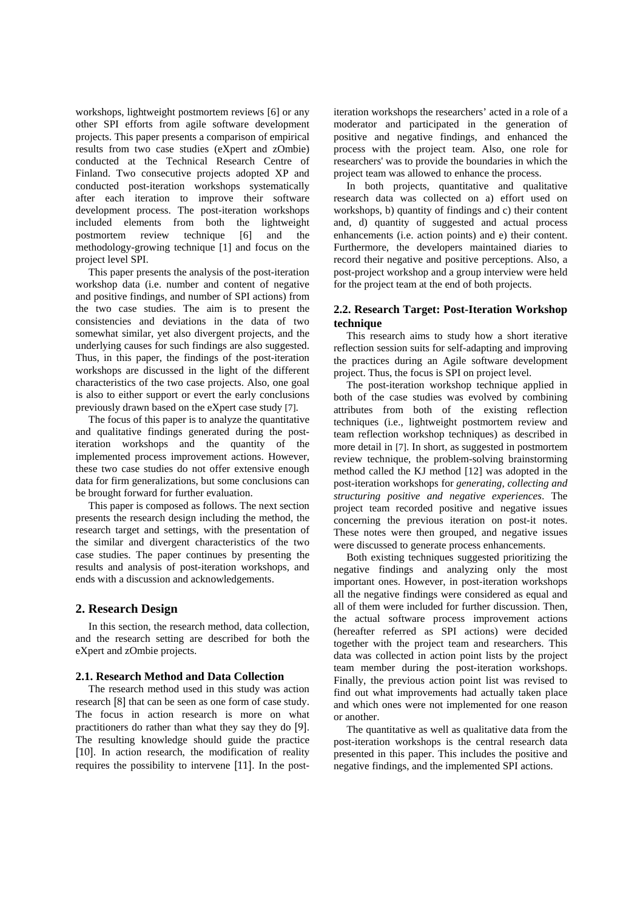workshops, lightweight postmortem reviews [6] or any other SPI efforts from agile software development projects. This paper presents a comparison of empirical results from two case studies (eXpert and zOmbie) conducted at the Technical Research Centre of Finland. Two consecutive projects adopted XP and conducted post-iteration workshops systematically after each iteration to improve their software development process. The post-iteration workshops included elements from both the lightweight postmortem review technique [6] and the methodology-growing technique [1] and focus on the project level SPI.

This paper presents the analysis of the post-iteration workshop data (i.e. number and content of negative and positive findings, and number of SPI actions) from the two case studies. The aim is to present the consistencies and deviations in the data of two somewhat similar, yet also divergent projects, and the underlying causes for such findings are also suggested. Thus, in this paper, the findings of the post-iteration workshops are discussed in the light of the different characteristics of the two case projects. Also, one goal is also to either support or evert the early conclusions previously drawn based on the eXpert case study [7].

The focus of this paper is to analyze the quantitative and qualitative findings generated during the post-iteration workshops and the quantity of the implemented process improvement actions. However, these two case studies do not offer extensive enough data for firm generalizations, but some conclusions can be brought forward for further evaluation.

This paper is composed as follows. The next section presents the research design including the method, the research target and settings, with the presentation of the similar and divergent characteristics of the two case studies. The paper continues by presenting the results and analysis of post-iteration workshops, and ends with a discussion and acknowledgements.

## 2. Research Design

In this section, the research method, data collection, and the research setting are described for both the eXpert and zOmbie projects.

### 2.1. Research Method and Data Collection

The research method used in this study was action research [8] that can be seen as one form of case study. The focus in action research is more on what practitioners do rather than what they say they do [9]. The resulting knowledge should guide the practice [10]. In action research, the modification of reality requires the possibility to intervene [11]. In the post-iteration workshops the researchers' acted in a role of a moderator and participated in the generation of positive and negative findings, and enhanced the process with the project team. Also, one role for researchers' was to provide the boundaries in which the project team was allowed to enhance the process.

In both projects, quantitative and qualitative research data was collected on a) effort used on workshops, b) quantity of findings and c) their content and, d) quantity of suggested and actual process enhancements (i.e. action points) and e) their content. Furthermore, the developers maintained diaries to record their negative and positive perceptions. Also, a post-project workshop and a group interview were held for the project team at the end of both projects.

### 2.2. Research Target: Post-Iteration Workshop technique

This research aims to study how a short iterative reflection session suits for self-adapting and improving the practices during an Agile software development project. Thus, the focus is SPI on project level.

The post-iteration workshop technique applied in both of the case studies was evolved by combining attributes from both of the existing reflection techniques (i.e., lightweight postmortem review and team reflection workshop techniques) as described in more detail in [7]. In short, as suggested in postmortem review technique, the problem-solving brainstorming method called the KJ method [12] was adopted in the post-iteration workshops for *generating, collecting and structuring positive and negative experiences*. The project team recorded positive and negative issues concerning the previous iteration on post-it notes. These notes were then grouped, and negative issues were discussed to generate process enhancements.

Both existing techniques suggested prioritizing the negative findings and analyzing only the most important ones. However, in post-iteration workshops all the negative findings were considered as equal and all of them were included for further discussion. Then, the actual software process improvement actions (hereafter referred as SPI actions) were decided together with the project team and researchers. This data was collected in action point lists by the project team member during the post-iteration workshops. Finally, the previous action point list was revised to find out what improvements had actually taken place and which ones were not implemented for one reason or another.

The quantitative as well as qualitative data from the post-iteration workshops is the central research data presented in this paper. This includes the positive and negative findings, and the implemented SPI actions.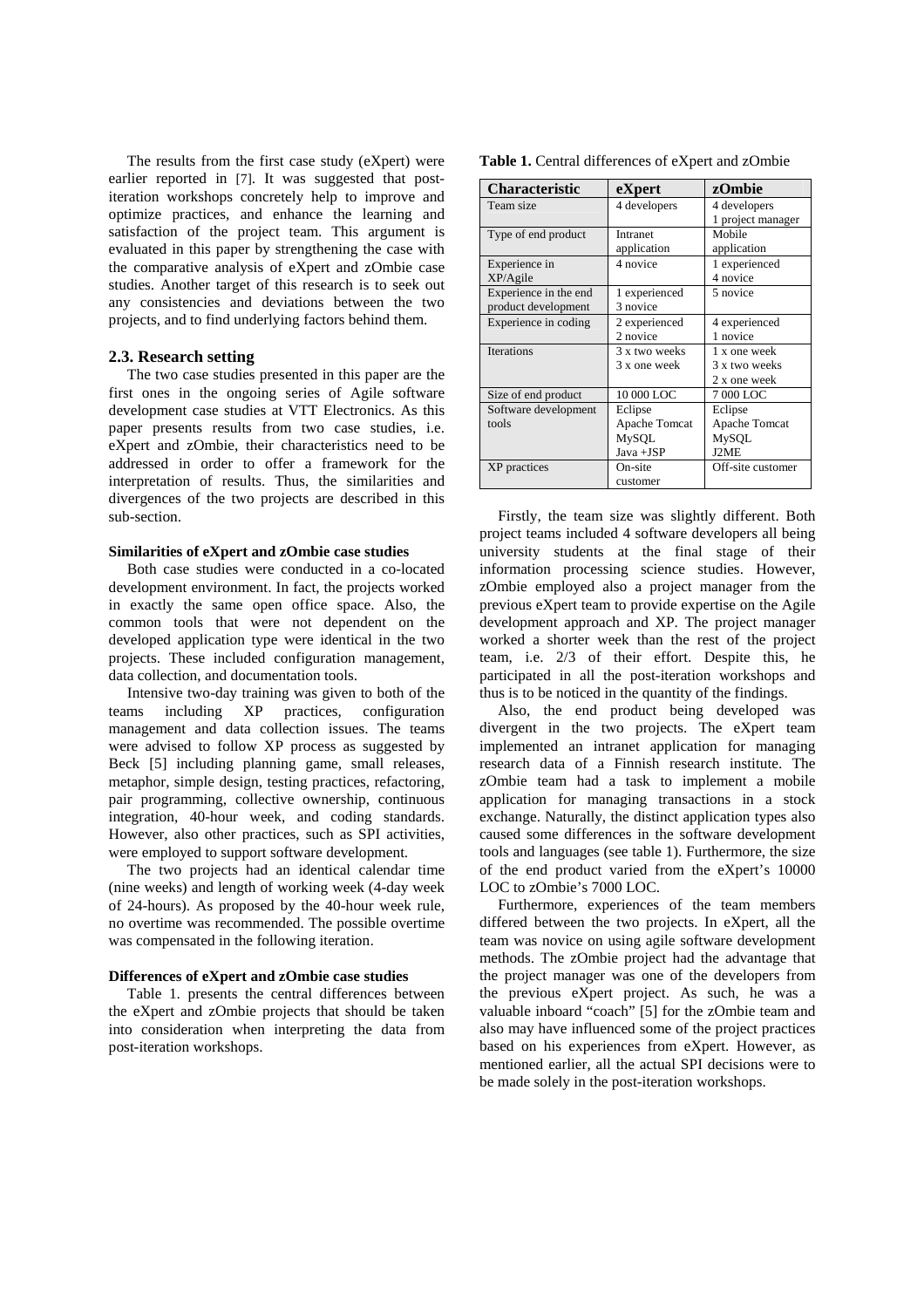The results from the first case study (eXpert) were earlier reported in [7]. It was suggested that post-iteration workshops concretely help to improve and optimize practices, and enhance the learning and satisfaction of the project team. This argument is evaluated in this paper by strengthening the case with the comparative analysis of eXpert and zOmbie case studies. Another target of this research is to seek out any consistencies and deviations between the two projects, and to find underlying factors behind them.

### 2.3. Research setting

The two case studies presented in this paper are the first ones in the ongoing series of Agile software development case studies at VTT Electronics. As this paper presents results from two case studies, i.e. eXpert and zOmbie, their characteristics need to be addressed in order to offer a framework for the interpretation of results. Thus, the similarities and divergences of the two projects are described in this sub-section.

**Similarities of eXpert and zOmbie case studies**

Both case studies were conducted in a co-located development environment. In fact, the projects worked in exactly the same open office space. Also, the common tools that were not dependent on the developed application type were identical in the two projects. These included configuration management, data collection, and documentation tools.

Intensive two-day training was given to both of the teams including XP practices, configuration management and data collection issues. The teams were advised to follow XP process as suggested by Beck [5] including planning game, small releases, metaphor, simple design, testing practices, refactoring, pair programming, collective ownership, continuous integration, 40-hour week, and coding standards. However, also other practices, such as SPI activities, were employed to support software development.

The two projects had an identical calendar time (nine weeks) and length of working week (4-day week of 24-hours). As proposed by the 40-hour week rule, no overtime was recommended. The possible overtime was compensated in the following iteration.

**Differences of eXpert and zOmbie case studies**

Table 1. presents the central differences between the eXpert and zOmbie projects that should be taken into consideration when interpreting the data from post-iteration workshops.

**Table 1.** Central differences of eXpert and zOmbie

| Characteristic | eXpert | zOmbie |
|---|---|---|
| Team size | 4 developers | 4 developers<br>1 project manager |
| Type of end product | Intranet application | Mobile application |
| Experience in XP/Agile | 4 novice | 1 experienced<br>4 novice |
| Experience in the end product development | 1 experienced<br>3 novice | 5 novice |
| Experience in coding | 2 experienced<br>2 novice | 4 experienced<br>1 novice |
| Iterations | 3 x two weeks<br>3 x one week | 1 x one week<br>3 x two weeks<br>2 x one week |
| Size of end product | 10 000 LOC | 7 000 LOC |
| Software development tools | Eclipse<br>Apache Tomcat<br>MySQL<br>Java +JSP | Eclipse<br>Apache Tomcat<br>MySQL<br>J2ME |
| XP practices | On-site customer | Off-site customer |

Firstly, the team size was slightly different. Both project teams included 4 software developers all being university students at the final stage of their information processing science studies. However, zOmbie employed also a project manager from the previous eXpert team to provide expertise on the Agile development approach and XP. The project manager worked a shorter week than the rest of the project team, i.e. 2/3 of their effort. Despite this, he participated in all the post-iteration workshops and thus is to be noticed in the quantity of the findings.

Also, the end product being developed was divergent in the two projects. The eXpert team implemented an intranet application for managing research data of a Finnish research institute. The zOmbie team had a task to implement a mobile application for managing transactions in a stock exchange. Naturally, the distinct application types also caused some differences in the software development tools and languages (see table 1). Furthermore, the size of the end product varied from the eXpert's 10000 LOC to zOmbie's 7000 LOC.

Furthermore, experiences of the team members differed between the two projects. In eXpert, all the team was novice on using agile software development methods. The zOmbie project had the advantage that the project manager was one of the developers from the previous eXpert project. As such, he was a valuable inboard "coach" [5] for the zOmbie team and also may have influenced some of the project practices based on his experiences from eXpert. However, as mentioned earlier, all the actual SPI decisions were to be made solely in the post-iteration workshops.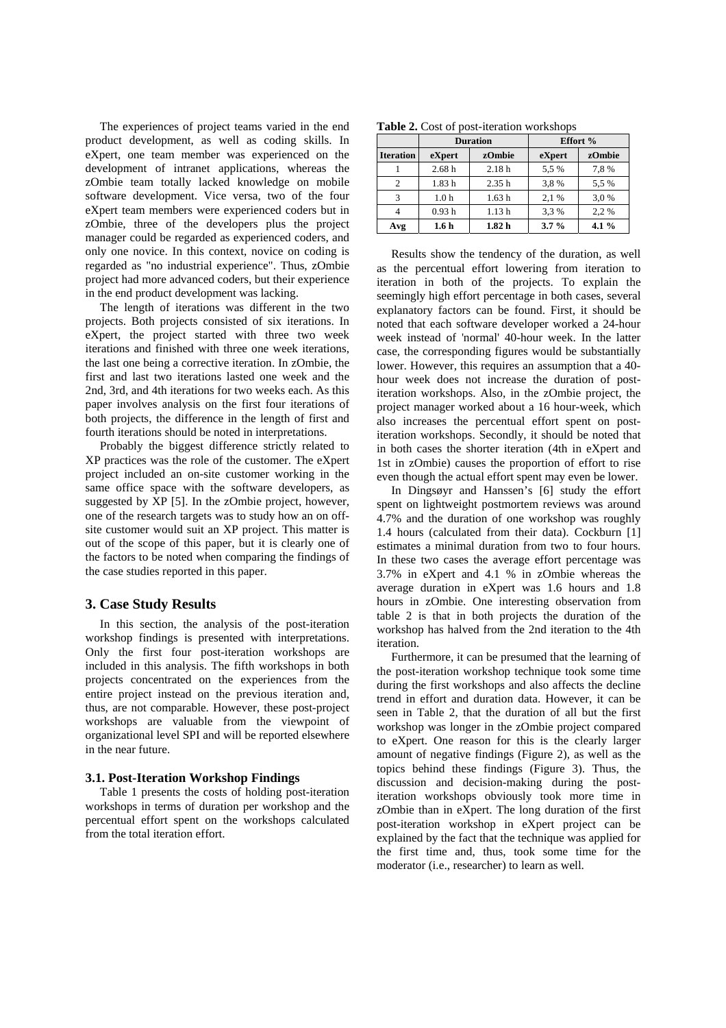The experiences of project teams varied in the end product development, as well as coding skills. In eXpert, one team member was experienced on the development of intranet applications, whereas the zOmbie team totally lacked knowledge on mobile software development. Vice versa, two of the four eXpert team members were experienced coders but in zOmbie, three of the developers plus the project manager could be regarded as experienced coders, and only one novice. In this context, novice on coding is regarded as "no industrial experience". Thus, zOmbie project had more advanced coders, but their experience in the end product development was lacking.

The length of iterations was different in the two projects. Both projects consisted of six iterations. In eXpert, the project started with three two week iterations and finished with three one week iterations, the last one being a corrective iteration. In zOmbie, the first and last two iterations lasted one week and the 2nd, 3rd, and 4th iterations for two weeks each. As this paper involves analysis on the first four iterations of both projects, the difference in the length of first and fourth iterations should be noted in interpretations.

Probably the biggest difference strictly related to XP practices was the role of the customer. The eXpert project included an on-site customer working in the same office space with the software developers, as suggested by XP [5]. In the zOmbie project, however, one of the research targets was to study how an on off-site customer would suit an XP project. This matter is out of the scope of this paper, but it is clearly one of the factors to be noted when comparing the findings of the case studies reported in this paper.

## 3. Case Study Results

In this section, the analysis of the post-iteration workshop findings is presented with interpretations. Only the first four post-iteration workshops are included in this analysis. The fifth workshops in both projects concentrated on the experiences from the entire project instead on the previous iteration and, thus, are not comparable. However, these post-project workshops are valuable from the viewpoint of organizational level SPI and will be reported elsewhere in the near future.

### 3.1. Post-Iteration Workshop Findings

Table 1 presents the costs of holding post-iteration workshops in terms of duration per workshop and the percentual effort spent on the workshops calculated from the total iteration effort.

**Table 2.** Cost of post-iteration workshops

| | Duration | | Effort % | |
|---|---|---|---|---|
| **Iteration** | **eXpert** | **zOmbie** | **eXpert** | **zOmbie** |
| 1 | 2.68 h | 2.18 h | 5,5 % | 7,8 % |
| 2 | 1.83 h | 2.35 h | 3,8 % | 5,5 % |
| 3 | 1.0 h | 1.63 h | 2,1 % | 3,0 % |
| 4 | 0.93 h | 1.13 h | 3,3 % | 2,2 % |
| **Avg** | **1.6 h** | **1.82 h** | **3.7 %** | **4.1 %** |

Results show the tendency of the duration, as well as the percentual effort lowering from iteration to iteration in both of the projects. To explain the seemingly high effort percentage in both cases, several explanatory factors can be found. First, it should be noted that each software developer worked a 24-hour week instead of 'normal' 40-hour week. In the latter case, the corresponding figures would be substantially lower. However, this requires an assumption that a 40-hour week does not increase the duration of post-iteration workshops. Also, in the zOmbie project, the project manager worked about a 16 hour-week, which also increases the percentual effort spent on post-iteration workshops. Secondly, it should be noted that in both cases the shorter iteration (4th in eXpert and 1st in zOmbie) causes the proportion of effort to rise even though the actual effort spent may even be lower.

In Dingsøyr and Hanssen's [6] study the effort spent on lightweight postmortem reviews was around 4.7% and the duration of one workshop was roughly 1.4 hours (calculated from their data). Cockburn [1] estimates a minimal duration from two to four hours. In these two cases the average effort percentage was 3.7% in eXpert and 4.1 % in zOmbie whereas the average duration in eXpert was 1.6 hours and 1.8 hours in zOmbie. One interesting observation from table 2 is that in both projects the duration of the workshop has halved from the 2nd iteration to the 4th iteration.

Furthermore, it can be presumed that the learning of the post-iteration workshop technique took some time during the first workshops and also affects the decline trend in effort and duration data. However, it can be seen in Table 2, that the duration of all but the first workshop was longer in the zOmbie project compared to eXpert. One reason for this is the clearly larger amount of negative findings (Figure 2), as well as the topics behind these findings (Figure 3). Thus, the discussion and decision-making during the post-iteration workshops obviously took more time in zOmbie than in eXpert. The long duration of the first post-iteration workshop in eXpert project can be explained by the fact that the technique was applied for the first time and, thus, took some time for the moderator (i.e., researcher) to learn as well.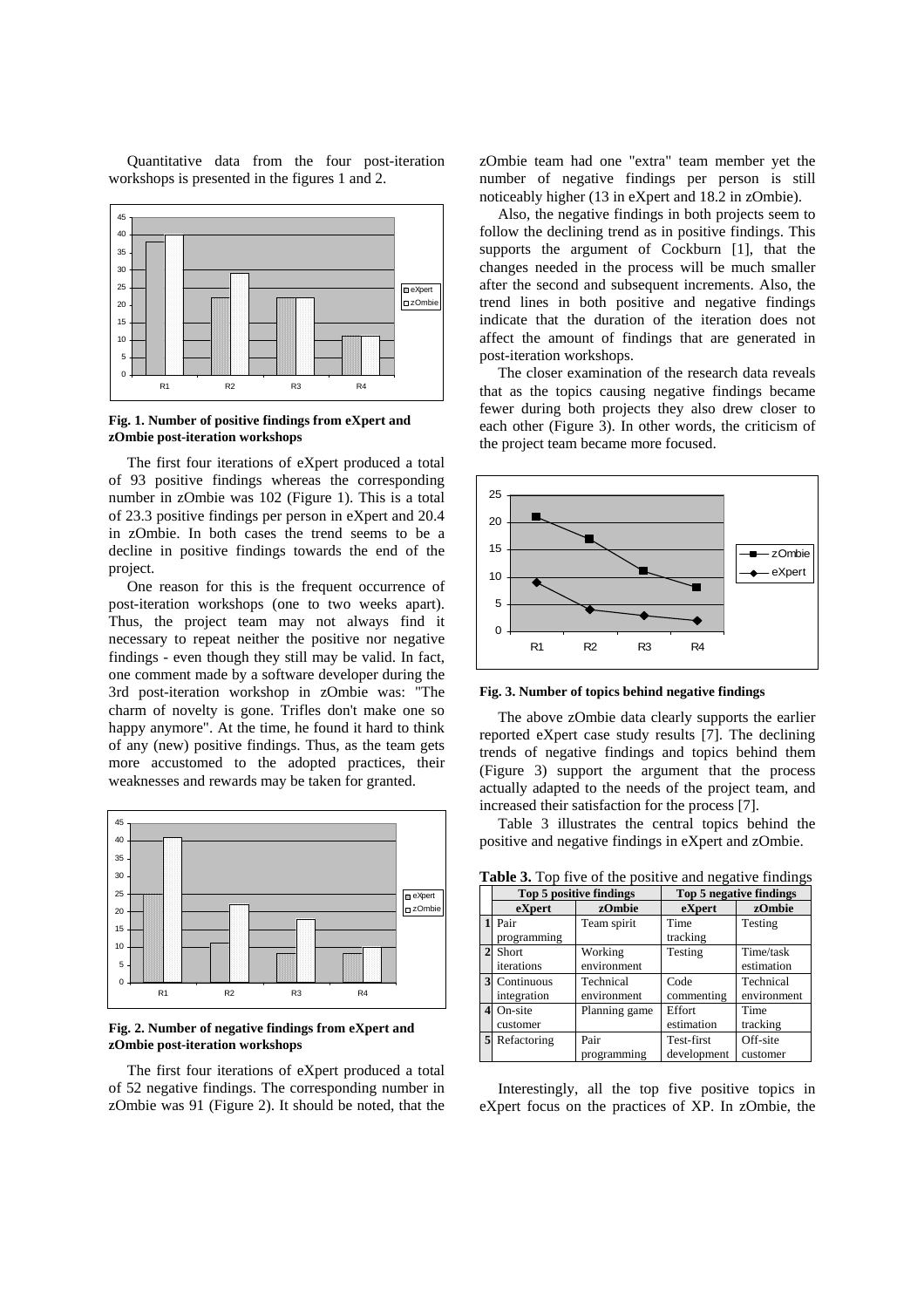Quantitative data from the four post-iteration workshops is presented in the figures 1 and 2.

**Fig. 1. Number of positive findings from eXpert and zOmbie post-iteration workshops**

The first four iterations of eXpert produced a total of 93 positive findings whereas the corresponding number in zOmbie was 102 (Figure 1). This is a total of 23.3 positive findings per person in eXpert and 20.4 in zOmbie. In both cases the trend seems to be a decline in positive findings towards the end of the project.

One reason for this is the frequent occurrence of post-iteration workshops (one to two weeks apart). Thus, the project team may not always find it necessary to repeat neither the positive nor negative findings - even though they still may be valid. In fact, one comment made by a software developer during the 3rd post-iteration workshop in zOmbie was: "The charm of novelty is gone. Trifles don't make one so happy anymore". At the time, he found it hard to think of any (new) positive findings. Thus, as the team gets more accustomed to the adopted practices, their weaknesses and rewards may be taken for granted.

**Fig. 2. Number of negative findings from eXpert and zOmbie post-iteration workshops**

The first four iterations of eXpert produced a total of 52 negative findings. The corresponding number in zOmbie was 91 (Figure 2). It should be noted, that the zOmbie team had one "extra" team member yet the number of negative findings per person is still noticeably higher (13 in eXpert and 18.2 in zOmbie).

Also, the negative findings in both projects seem to follow the declining trend as in positive findings. This supports the argument of Cockburn [1], that the changes needed in the process will be much smaller after the second and subsequent increments. Also, the trend lines in both positive and negative findings indicate that the duration of the iteration does not affect the amount of findings that are generated in post-iteration workshops.

The closer examination of the research data reveals that as the topics causing negative findings became fewer during both projects they also drew closer to each other (Figure 3). In other words, the criticism of the project team became more focused.

**Fig. 3. Number of topics behind negative findings**

The above zOmbie data clearly supports the earlier reported eXpert case study results [7]. The declining trends of negative findings and topics behind them (Figure 3) support the argument that the process actually adapted to the needs of the project team, and increased their satisfaction for the process [7].

Table 3 illustrates the central topics behind the positive and negative findings in eXpert and zOmbie.

**Table 3.** Top five of the positive and negative findings

| | Top 5 positive findings | | Top 5 negative findings | |
|---|---|---|---|---|
| | **eXpert** | **zOmbie** | **eXpert** | **zOmbie** |
| **1** | Pair programming | Team spirit | Time tracking | Testing |
| **2** | Short iterations | Working environment | Testing | Time/task estimation |
| **3** | Continuous integration | Technical environment | Code commenting | Technical environment |
| **4** | On-site customer | Planning game | Effort estimation | Time tracking |
| **5** | Refactoring | Pair programming | Test-first development | Off-site customer |

Interestingly, all the top five positive topics in eXpert focus on the practices of XP. In zOmbie, the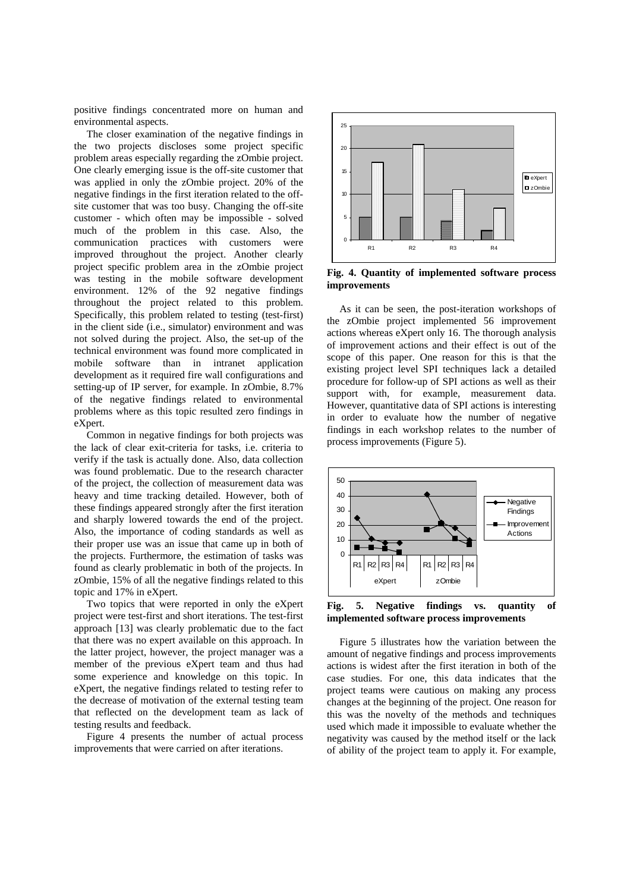positive findings concentrated more on human and environmental aspects.

The closer examination of the negative findings in the two projects discloses some project specific problem areas especially regarding the zOmbie project. One clearly emerging issue is the off-site customer that was applied in only the zOmbie project. 20% of the negative findings in the first iteration related to the off-site customer that was too busy. Changing the off-site customer - which often may be impossible - solved much of the problem in this case. Also, the communication practices with customers were improved throughout the project. Another clearly project specific problem area in the zOmbie project was testing in the mobile software development environment. 12% of the 92 negative findings throughout the project related to this problem. Specifically, this problem related to testing (test-first) in the client side (i.e., simulator) environment and was not solved during the project. Also, the set-up of the technical environment was found more complicated in mobile software than in intranet application development as it required fire wall configurations and setting-up of IP server, for example. In zOmbie, 8.7% of the negative findings related to environmental problems where as this topic resulted zero findings in eXpert.

Common in negative findings for both projects was the lack of clear exit-criteria for tasks, i.e. criteria to verify if the task is actually done. Also, data collection was found problematic. Due to the research character of the project, the collection of measurement data was heavy and time tracking detailed. However, both of these findings appeared strongly after the first iteration and sharply lowered towards the end of the project. Also, the importance of coding standards as well as their proper use was an issue that came up in both of the projects. Furthermore, the estimation of tasks was found as clearly problematic in both of the projects. In zOmbie, 15% of all the negative findings related to this topic and 17% in eXpert.

Two topics that were reported in only the eXpert project were test-first and short iterations. The test-first approach [13] was clearly problematic due to the fact that there was no expert available on this approach. In the latter project, however, the project manager was a member of the previous eXpert team and thus had some experience and knowledge on this topic. In eXpert, the negative findings related to testing refer to the decrease of motivation of the external testing team that reflected on the development team as lack of testing results and feedback.

Figure 4 presents the number of actual process improvements that were carried on after iterations.

25
20
15
10
5
0
R1
R2
R3
R4
eXpert
zOmbie

**Fig. 4. Quantity of implemented software process improvements**

As it can be seen, the post-iteration workshops of the zOmbie project implemented 56 improvement actions whereas eXpert only 16. The thorough analysis of improvement actions and their effect is out of the scope of this paper. One reason for this is that the existing project level SPI techniques lack a detailed procedure for follow-up of SPI actions as well as their support with, for example, measurement data. However, quantitative data of SPI actions is interesting in order to evaluate how the number of negative findings in each workshop relates to the number of process improvements (Figure 5).

50
40
30
20
10
0
R1
R2
R3
R4
R1
R2
R3
R4
eXpert
zOmbie
Negative Findings
Improvement Actions

**Fig. 5. Negative findings vs. quantity of implemented software process improvements**

Figure 5 illustrates how the variation between the amount of negative findings and process improvements actions is widest after the first iteration in both of the case studies. For one, this data indicates that the project teams were cautious on making any process changes at the beginning of the project. One reason for this was the novelty of the methods and techniques used which made it impossible to evaluate whether the negativity was caused by the method itself or the lack of ability of the project team to apply it. For example,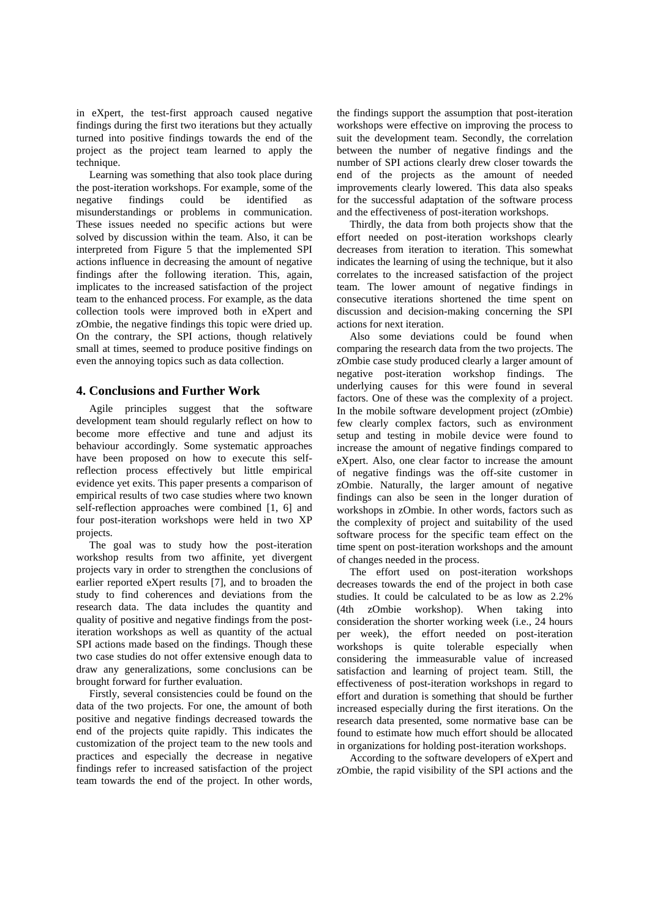in eXpert, the test-first approach caused negative findings during the first two iterations but they actually turned into positive findings towards the end of the project as the project team learned to apply the technique.

Learning was something that also took place during the post-iteration workshops. For example, some of the negative findings could be identified as misunderstandings or problems in communication. These issues needed no specific actions but were solved by discussion within the team. Also, it can be interpreted from Figure 5 that the implemented SPI actions influence in decreasing the amount of negative findings after the following iteration. This, again, implicates to the increased satisfaction of the project team to the enhanced process. For example, as the data collection tools were improved both in eXpert and zOmbie, the negative findings this topic were dried up. On the contrary, the SPI actions, though relatively small at times, seemed to produce positive findings on even the annoying topics such as data collection.

## 4. Conclusions and Further Work

Agile principles suggest that the software development team should regularly reflect on how to become more effective and tune and adjust its behaviour accordingly. Some systematic approaches have been proposed on how to execute this self-reflection process effectively but little empirical evidence yet exits. This paper presents a comparison of empirical results of two case studies where two known self-reflection approaches were combined [1, 6] and four post-iteration workshops were held in two XP projects.

The goal was to study how the post-iteration workshop results from two affinite, yet divergent projects vary in order to strengthen the conclusions of earlier reported eXpert results [7], and to broaden the study to find coherences and deviations from the research data. The data includes the quantity and quality of positive and negative findings from the post-iteration workshops as well as quantity of the actual SPI actions made based on the findings. Though these two case studies do not offer extensive enough data to draw any generalizations, some conclusions can be brought forward for further evaluation.

Firstly, several consistencies could be found on the data of the two projects. For one, the amount of both positive and negative findings decreased towards the end of the projects quite rapidly. This indicates the customization of the project team to the new tools and practices and especially the decrease in negative findings refer to increased satisfaction of the project team towards the end of the project. In other words, the findings support the assumption that post-iteration workshops were effective on improving the process to suit the development team. Secondly, the correlation between the number of negative findings and the number of SPI actions clearly drew closer towards the end of the projects as the amount of needed improvements clearly lowered. This data also speaks for the successful adaptation of the software process and the effectiveness of post-iteration workshops.

Thirdly, the data from both projects show that the effort needed on post-iteration workshops clearly decreases from iteration to iteration. This somewhat indicates the learning of using the technique, but it also correlates to the increased satisfaction of the project team. The lower amount of negative findings in consecutive iterations shortened the time spent on discussion and decision-making concerning the SPI actions for next iteration.

Also some deviations could be found when comparing the research data from the two projects. The zOmbie case study produced clearly a larger amount of negative post-iteration workshop findings. The underlying causes for this were found in several factors. One of these was the complexity of a project. In the mobile software development project (zOmbie) few clearly complex factors, such as environment setup and testing in mobile device were found to increase the amount of negative findings compared to eXpert. Also, one clear factor to increase the amount of negative findings was the off-site customer in zOmbie. Naturally, the larger amount of negative findings can also be seen in the longer duration of workshops in zOmbie. In other words, factors such as the complexity of project and suitability of the used software process for the specific team effect on the time spent on post-iteration workshops and the amount of changes needed in the process.

The effort used on post-iteration workshops decreases towards the end of the project in both case studies. It could be calculated to be as low as 2.2% (4th zOmbie workshop). When taking into consideration the shorter working week (i.e., 24 hours per week), the effort needed on post-iteration workshops is quite tolerable especially when considering the immeasurable value of increased satisfaction and learning of project team. Still, the effectiveness of post-iteration workshops in regard to effort and duration is something that should be further increased especially during the first iterations. On the research data presented, some normative base can be found to estimate how much effort should be allocated in organizations for holding post-iteration workshops.

According to the software developers of eXpert and zOmbie, the rapid visibility of the SPI actions and the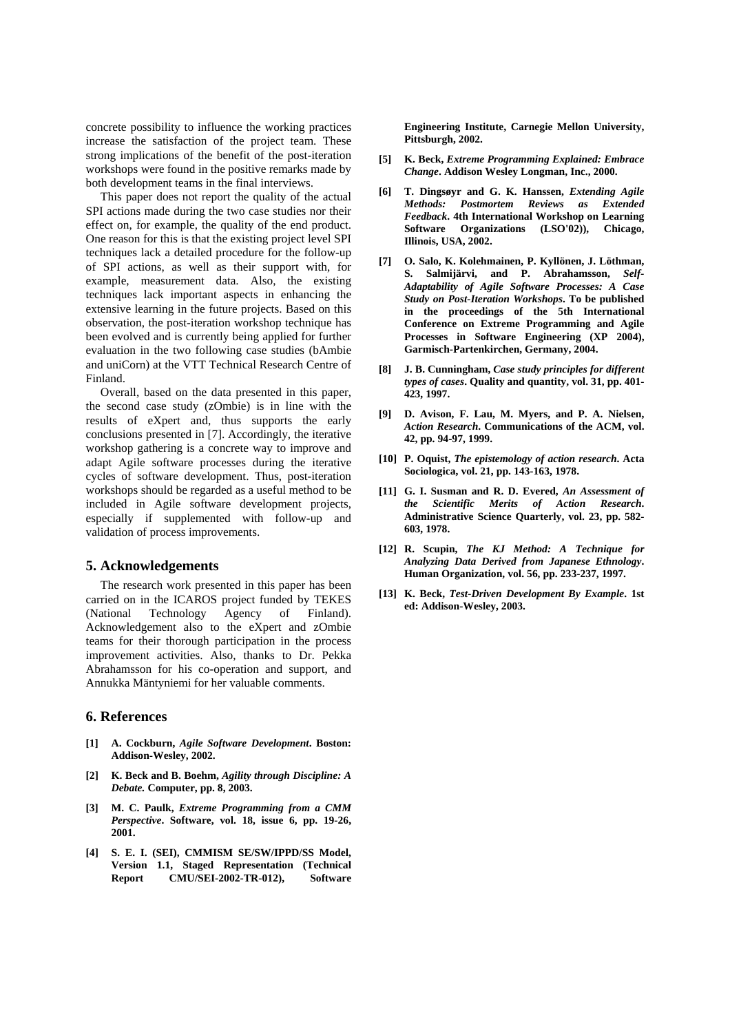concrete possibility to influence the working practices increase the satisfaction of the project team. These strong implications of the benefit of the post-iteration workshops were found in the positive remarks made by both development teams in the final interviews.

This paper does not report the quality of the actual SPI actions made during the two case studies nor their effect on, for example, the quality of the end product. One reason for this is that the existing project level SPI techniques lack a detailed procedure for the follow-up of SPI actions, as well as their support with, for example, measurement data. Also, the existing techniques lack important aspects in enhancing the extensive learning in the future projects. Based on this observation, the post-iteration workshop technique has been evolved and is currently being applied for further evaluation in the two following case studies (bAmbie and uniCorn) at the VTT Technical Research Centre of Finland.

Overall, based on the data presented in this paper, the second case study (zOmbie) is in line with the results of eXpert and, thus supports the early conclusions presented in [7]. Accordingly, the iterative workshop gathering is a concrete way to improve and adapt Agile software processes during the iterative cycles of software development. Thus, post-iteration workshops should be regarded as a useful method to be included in Agile software development projects, especially if supplemented with follow-up and validation of process improvements.

## 5. Acknowledgements

The research work presented in this paper has been carried on in the ICAROS project funded by TEKES (National Technology Agency of Finland). Acknowledgement also to the eXpert and zOmbie teams for their thorough participation in the process improvement activities. Also, thanks to Dr. Pekka Abrahamsson for his co-operation and support, and Annukka Mäntyniemi for her valuable comments.

## 6. References

**[1] A. Cockburn, *Agile Software Development*. Boston: Addison-Wesley, 2002.**

**[2] K. Beck and B. Boehm, *Agility through Discipline: A Debate.* Computer, pp. 8, 2003.**

**[3] M. C. Paulk, *Extreme Programming from a CMM Perspective*. Software, vol. 18, issue 6, pp. 19-26, 2001.**

**[4] S. E. I. (SEI), CMMISM SE/SW/IPPD/SS Model, Version 1.1, Staged Representation (Technical Report CMU/SEI-2002-TR-012), Software Engineering Institute, Carnegie Mellon University, Pittsburgh, 2002.**

**[5] K. Beck, *Extreme Programming Explained: Embrace Change*. Addison Wesley Longman, Inc., 2000.**

**[6] T. Dingsøyr and G. K. Hanssen, *Extending Agile Methods: Postmortem Reviews as Extended Feedback*. 4th International Workshop on Learning Software Organizations (LSO'02)), Chicago, Illinois, USA, 2002.**

**[7] O. Salo, K. Kolehmainen, P. Kyllönen, J. Löthman, S. Salmijärvi, and P. Abrahamsson, *Self-Adaptability of Agile Software Processes: A Case Study on Post-Iteration Workshops*. To be published in the proceedings of the 5th International Conference on Extreme Programming and Agile Processes in Software Engineering (XP 2004), Garmisch-Partenkirchen, Germany, 2004.**

**[8] J. B. Cunningham, *Case study principles for different types of cases*. Quality and quantity, vol. 31, pp. 401-423, 1997.**

**[9] D. Avison, F. Lau, M. Myers, and P. A. Nielsen, *Action Research*. Communications of the ACM, vol. 42, pp. 94-97, 1999.**

**[10] P. Oquist, *The epistemology of action research*. Acta Sociologica, vol. 21, pp. 143-163, 1978.**

**[11] G. I. Susman and R. D. Evered, *An Assessment of the Scientific Merits of Action Research*. Administrative Science Quarterly, vol. 23, pp. 582-603, 1978.**

**[12] R. Scupin, *The KJ Method: A Technique for Analyzing Data Derived from Japanese Ethnology*. Human Organization, vol. 56, pp. 233-237, 1997.**

**[13] K. Beck, *Test-Driven Development By Example*. 1st ed: Addison-Wesley, 2003.**